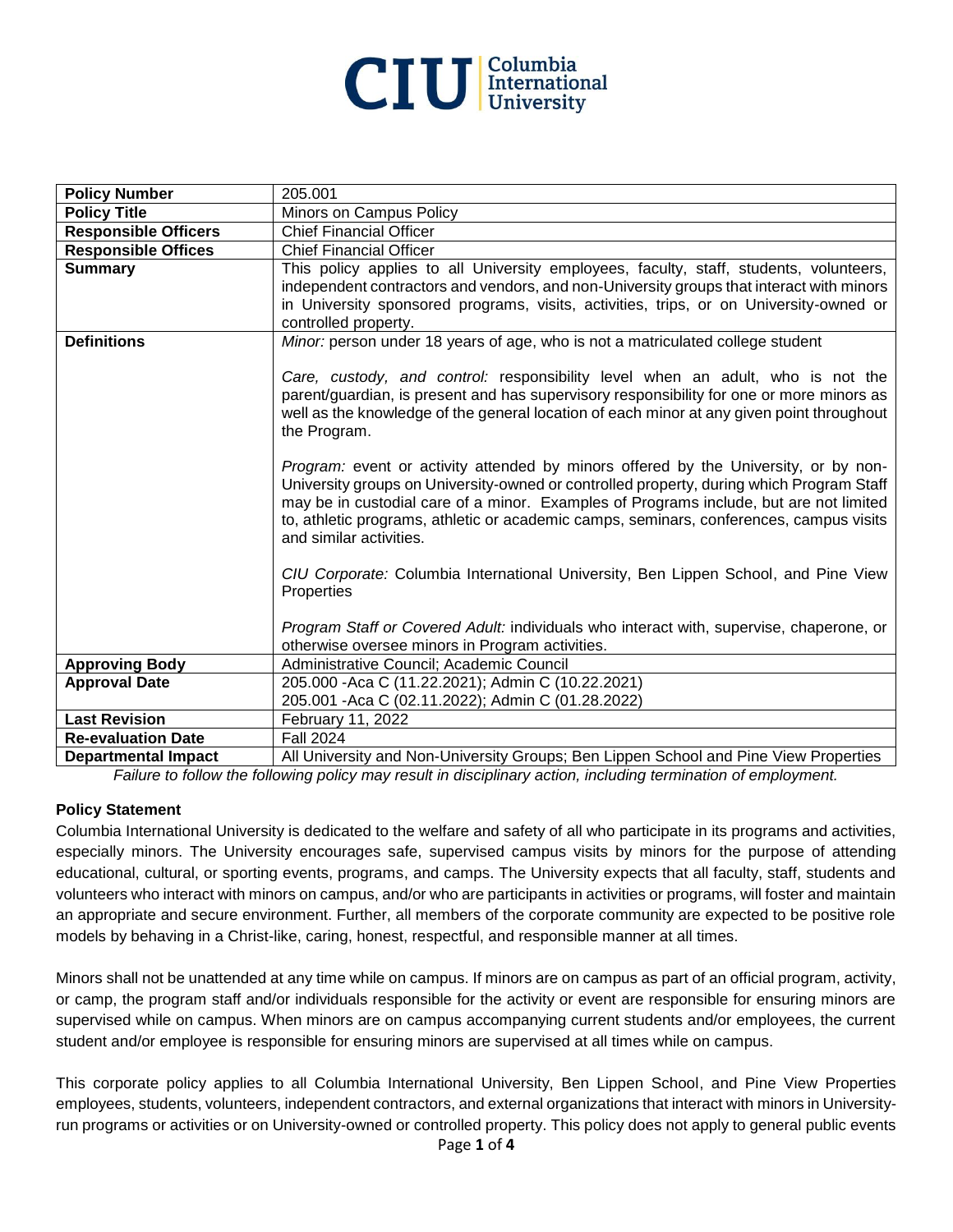# CIU Columbia International University

| Policy Number | 205.001 |
|---|---|
| **Policy Title** | Minors on Campus Policy |
| **Responsible Officers** | Chief Financial Officer |
| **Responsible Offices** | Chief Financial Officer |
| **Summary** | This policy applies to all University employees, faculty, staff, students, volunteers, independent contractors and vendors, and non-University groups that interact with minors in University sponsored programs, visits, activities, trips, or on University-owned or controlled property. |
| **Definitions** | *Minor:* person under 18 years of age, who is not a matriculated college student<br><br>*Care, custody, and control:* responsibility level when an adult, who is not the parent/guardian, is present and has supervisory responsibility for one or more minors as well as the knowledge of the general location of each minor at any given point throughout the Program.<br><br>*Program:* event or activity attended by minors offered by the University, or by non-University groups on University-owned or controlled property, during which Program Staff may be in custodial care of a minor. Examples of Programs include, but are not limited to, athletic programs, athletic or academic camps, seminars, conferences, campus visits and similar activities.<br><br>*CIU Corporate:* Columbia International University, Ben Lippen School, and Pine View Properties<br><br>*Program Staff or Covered Adult:* individuals who interact with, supervise, chaperone, or otherwise oversee minors in Program activities. |
| **Approving Body** | Administrative Council; Academic Council |
| **Approval Date** | 205.000 -Aca C (11.22.2021); Admin C (10.22.2021)<br>205.001 -Aca C (02.11.2022); Admin C (01.28.2022) |
| **Last Revision** | February 11, 2022 |
| **Re-evaluation Date** | Fall 2024 |
| **Departmental Impact** | All University and Non-University Groups; Ben Lippen School and Pine View Properties |

*Failure to follow the following policy may result in disciplinary action, including termination of employment.*

**Policy Statement**

Columbia International University is dedicated to the welfare and safety of all who participate in its programs and activities, especially minors. The University encourages safe, supervised campus visits by minors for the purpose of attending educational, cultural, or sporting events, programs, and camps. The University expects that all faculty, staff, students and volunteers who interact with minors on campus, and/or who are participants in activities or programs, will foster and maintain an appropriate and secure environment. Further, all members of the corporate community are expected to be positive role models by behaving in a Christ-like, caring, honest, respectful, and responsible manner at all times.

Minors shall not be unattended at any time while on campus. If minors are on campus as part of an official program, activity, or camp, the program staff and/or individuals responsible for the activity or event are responsible for ensuring minors are supervised while on campus. When minors are on campus accompanying current students and/or employees, the current student and/or employee is responsible for ensuring minors are supervised at all times while on campus.

This corporate policy applies to all Columbia International University, Ben Lippen School, and Pine View Properties employees, students, volunteers, independent contractors, and external organizations that interact with minors in University-run programs or activities or on University-owned or controlled property. This policy does not apply to general public events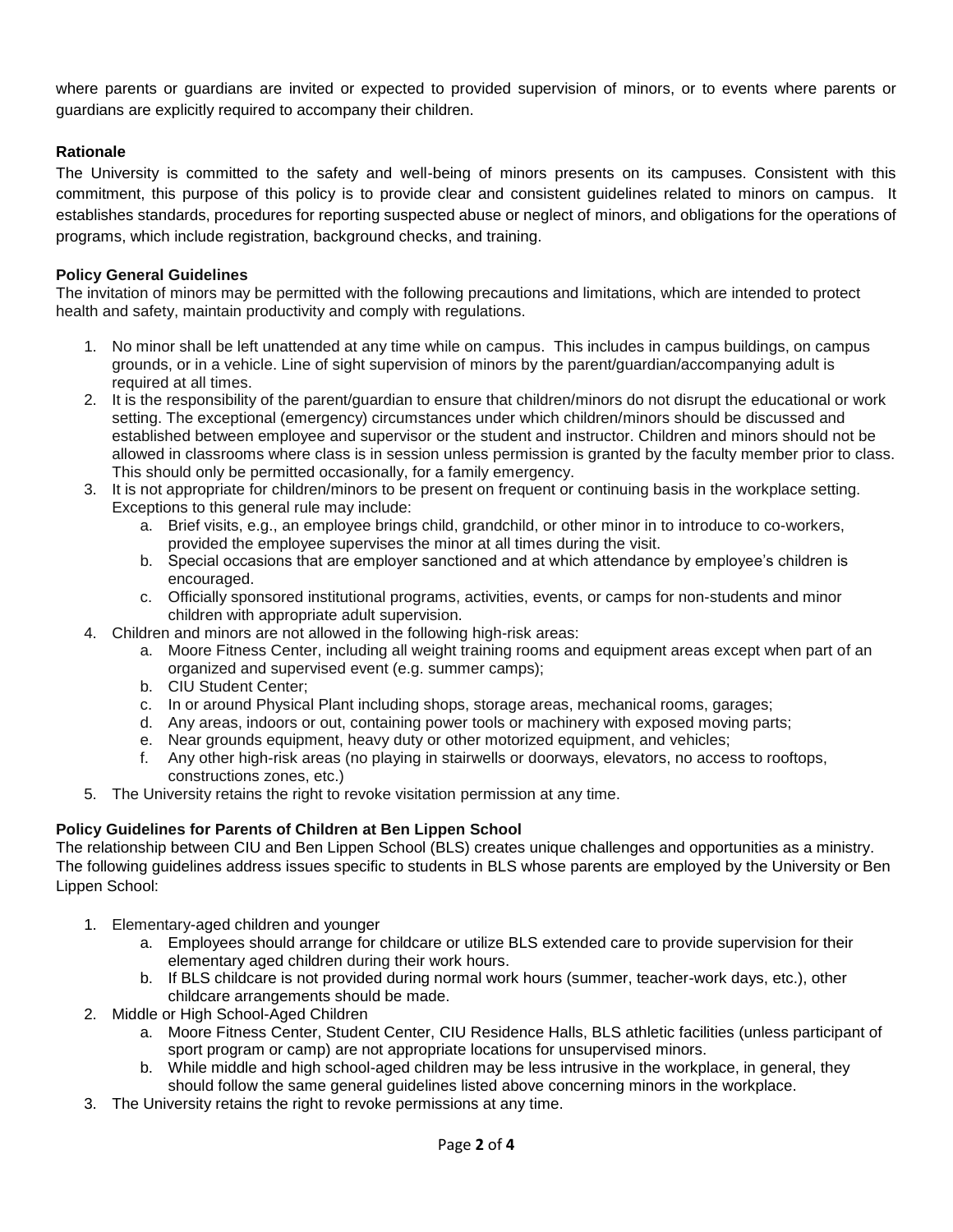where parents or guardians are invited or expected to provided supervision of minors, or to events where parents or guardians are explicitly required to accompany their children.

**Rationale**

The University is committed to the safety and well-being of minors presents on its campuses. Consistent with this commitment, this purpose of this policy is to provide clear and consistent guidelines related to minors on campus. It establishes standards, procedures for reporting suspected abuse or neglect of minors, and obligations for the operations of programs, which include registration, background checks, and training.

**Policy General Guidelines**

The invitation of minors may be permitted with the following precautions and limitations, which are intended to protect health and safety, maintain productivity and comply with regulations.

1. No minor shall be left unattended at any time while on campus. This includes in campus buildings, on campus grounds, or in a vehicle. Line of sight supervision of minors by the parent/guardian/accompanying adult is required at all times.
2. It is the responsibility of the parent/guardian to ensure that children/minors do not disrupt the educational or work setting. The exceptional (emergency) circumstances under which children/minors should be discussed and established between employee and supervisor or the student and instructor. Children and minors should not be allowed in classrooms where class is in session unless permission is granted by the faculty member prior to class. This should only be permitted occasionally, for a family emergency.
3. It is not appropriate for children/minors to be present on frequent or continuing basis in the workplace setting. Exceptions to this general rule may include:
   a. Brief visits, e.g., an employee brings child, grandchild, or other minor in to introduce to co-workers, provided the employee supervises the minor at all times during the visit.
   b. Special occasions that are employer sanctioned and at which attendance by employee's children is encouraged.
   c. Officially sponsored institutional programs, activities, events, or camps for non-students and minor children with appropriate adult supervision.
4. Children and minors are not allowed in the following high-risk areas:
   a. Moore Fitness Center, including all weight training rooms and equipment areas except when part of an organized and supervised event (e.g. summer camps);
   b. CIU Student Center;
   c. In or around Physical Plant including shops, storage areas, mechanical rooms, garages;
   d. Any areas, indoors or out, containing power tools or machinery with exposed moving parts;
   e. Near grounds equipment, heavy duty or other motorized equipment, and vehicles;
   f. Any other high-risk areas (no playing in stairwells or doorways, elevators, no access to rooftops, constructions zones, etc.)
5. The University retains the right to revoke visitation permission at any time.

**Policy Guidelines for Parents of Children at Ben Lippen School**

The relationship between CIU and Ben Lippen School (BLS) creates unique challenges and opportunities as a ministry. The following guidelines address issues specific to students in BLS whose parents are employed by the University or Ben Lippen School:

1. Elementary-aged children and younger
   a. Employees should arrange for childcare or utilize BLS extended care to provide supervision for their elementary aged children during their work hours.
   b. If BLS childcare is not provided during normal work hours (summer, teacher-work days, etc.), other childcare arrangements should be made.
2. Middle or High School-Aged Children
   a. Moore Fitness Center, Student Center, CIU Residence Halls, BLS athletic facilities (unless participant of sport program or camp) are not appropriate locations for unsupervised minors.
   b. While middle and high school-aged children may be less intrusive in the workplace, in general, they should follow the same general guidelines listed above concerning minors in the workplace.
3. The University retains the right to revoke permissions at any time.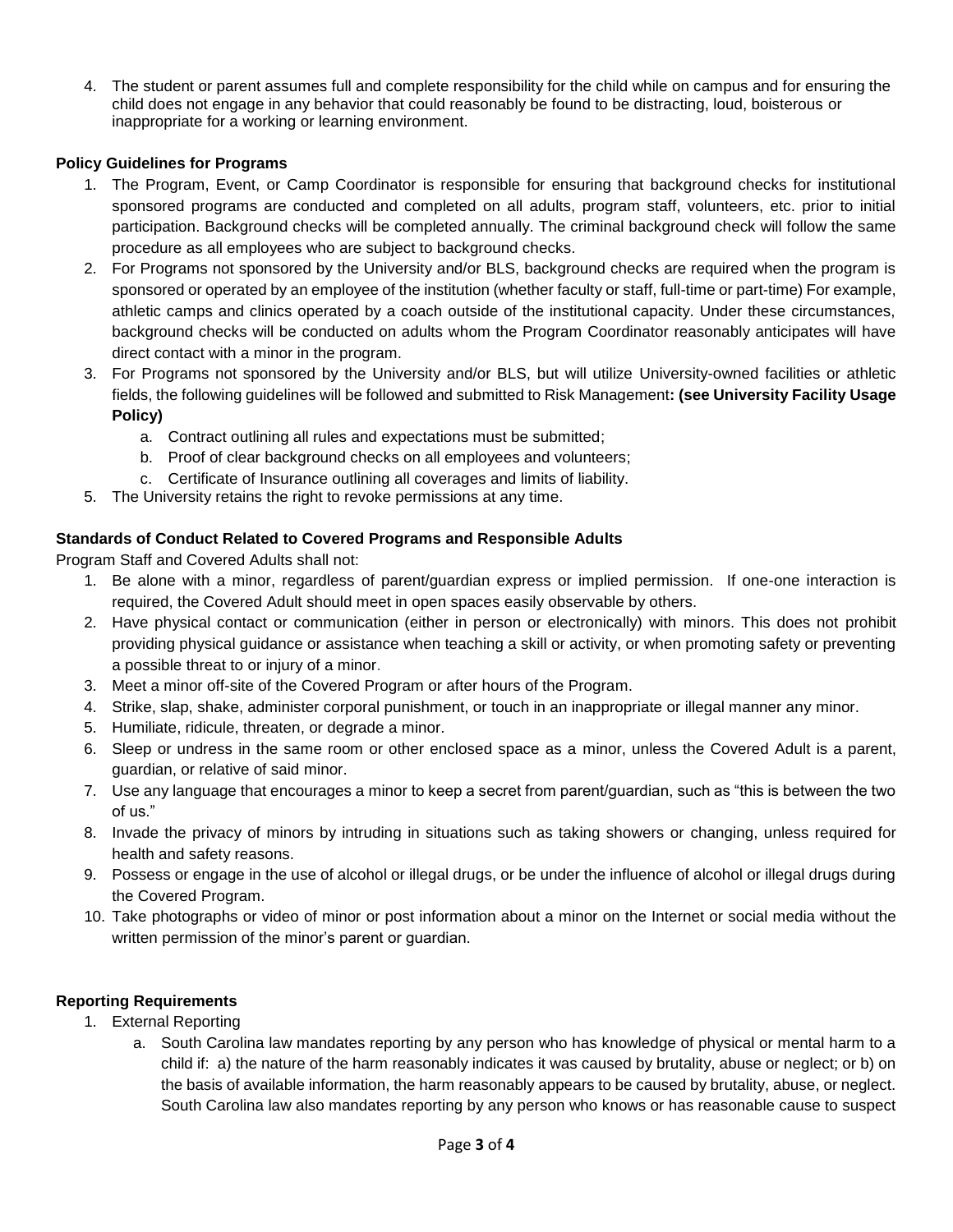4. The student or parent assumes full and complete responsibility for the child while on campus and for ensuring the child does not engage in any behavior that could reasonably be found to be distracting, loud, boisterous or inappropriate for a working or learning environment.

**Policy Guidelines for Programs**

1. The Program, Event, or Camp Coordinator is responsible for ensuring that background checks for institutional sponsored programs are conducted and completed on all adults, program staff, volunteers, etc. prior to initial participation. Background checks will be completed annually. The criminal background check will follow the same procedure as all employees who are subject to background checks.
2. For Programs not sponsored by the University and/or BLS, background checks are required when the program is sponsored or operated by an employee of the institution (whether faculty or staff, full-time or part-time) For example, athletic camps and clinics operated by a coach outside of the institutional capacity. Under these circumstances, background checks will be conducted on adults whom the Program Coordinator reasonably anticipates will have direct contact with a minor in the program.
3. For Programs not sponsored by the University and/or BLS, but will utilize University-owned facilities or athletic fields, the following guidelines will be followed and submitted to Risk Management**: (see University Facility Usage Policy)**
   a. Contract outlining all rules and expectations must be submitted;
   b. Proof of clear background checks on all employees and volunteers;
   c. Certificate of Insurance outlining all coverages and limits of liability.
5. The University retains the right to revoke permissions at any time.

**Standards of Conduct Related to Covered Programs and Responsible Adults**

Program Staff and Covered Adults shall not:

1. Be alone with a minor, regardless of parent/guardian express or implied permission. If one-one interaction is required, the Covered Adult should meet in open spaces easily observable by others.
2. Have physical contact or communication (either in person or electronically) with minors. This does not prohibit providing physical guidance or assistance when teaching a skill or activity, or when promoting safety or preventing a possible threat to or injury of a minor.
3. Meet a minor off-site of the Covered Program or after hours of the Program.
4. Strike, slap, shake, administer corporal punishment, or touch in an inappropriate or illegal manner any minor.
5. Humiliate, ridicule, threaten, or degrade a minor.
6. Sleep or undress in the same room or other enclosed space as a minor, unless the Covered Adult is a parent, guardian, or relative of said minor.
7. Use any language that encourages a minor to keep a secret from parent/guardian, such as "this is between the two of us."
8. Invade the privacy of minors by intruding in situations such as taking showers or changing, unless required for health and safety reasons.
9. Possess or engage in the use of alcohol or illegal drugs, or be under the influence of alcohol or illegal drugs during the Covered Program.
10. Take photographs or video of minor or post information about a minor on the Internet or social media without the written permission of the minor's parent or guardian.

**Reporting Requirements**

1. External Reporting
   a. South Carolina law mandates reporting by any person who has knowledge of physical or mental harm to a child if: a) the nature of the harm reasonably indicates it was caused by brutality, abuse or neglect; or b) on the basis of available information, the harm reasonably appears to be caused by brutality, abuse, or neglect. South Carolina law also mandates reporting by any person who knows or has reasonable cause to suspect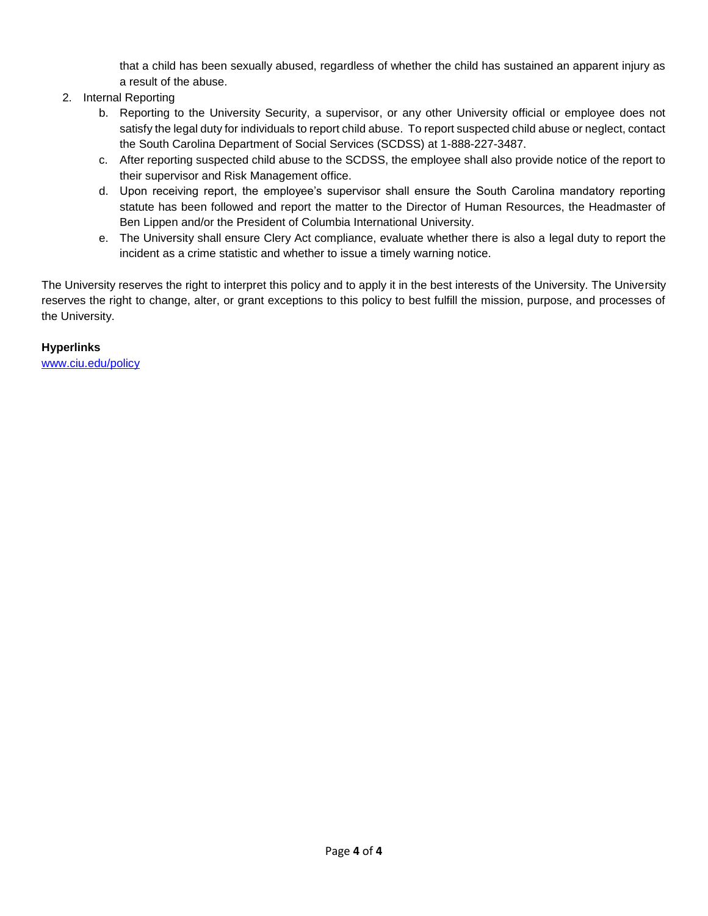that a child has been sexually abused, regardless of whether the child has sustained an apparent injury as a result of the abuse.

2. Internal Reporting
   b. Reporting to the University Security, a supervisor, or any other University official or employee does not satisfy the legal duty for individuals to report child abuse. To report suspected child abuse or neglect, contact the South Carolina Department of Social Services (SCDSS) at 1-888-227-3487.
   c. After reporting suspected child abuse to the SCDSS, the employee shall also provide notice of the report to their supervisor and Risk Management office.
   d. Upon receiving report, the employee's supervisor shall ensure the South Carolina mandatory reporting statute has been followed and report the matter to the Director of Human Resources, the Headmaster of Ben Lippen and/or the President of Columbia International University.
   e. The University shall ensure Clery Act compliance, evaluate whether there is also a legal duty to report the incident as a crime statistic and whether to issue a timely warning notice.

The University reserves the right to interpret this policy and to apply it in the best interests of the University. The University reserves the right to change, alter, or grant exceptions to this policy to best fulfill the mission, purpose, and processes of the University.

**Hyperlinks**

[www.ciu.edu/policy](www.ciu.edu/policy)